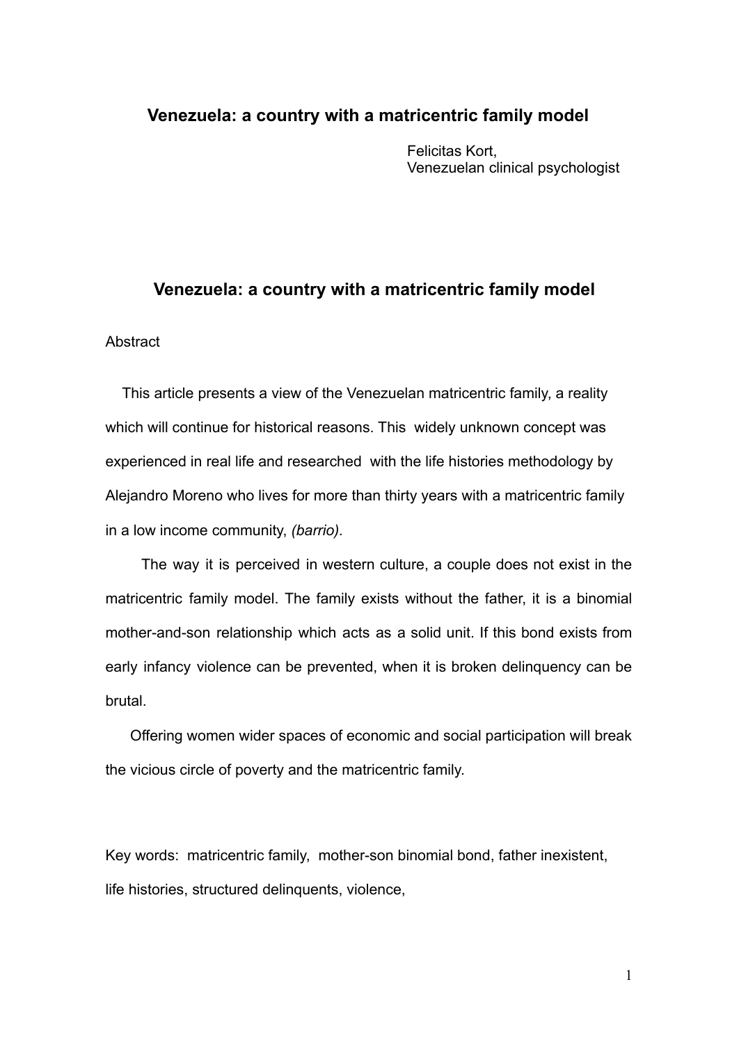# Venezuela: a country with a matricentric family model

Felicitas Kort,
Venezuelan clinical psychologist

## Venezuela: a country with a matricentric family model

Abstract

This article presents a view of the Venezuelan matricentric family, a reality which will continue for historical reasons. This widely unknown concept was experienced in real life and researched with the life histories methodology by Alejandro Moreno who lives for more than thirty years with a matricentric family in a low income community, *(barrio).*

The way it is perceived in western culture, a couple does not exist in the matricentric family model. The family exists without the father, it is a binomial mother-and-son relationship which acts as a solid unit. If this bond exists from early infancy violence can be prevented, when it is broken delinquency can be brutal.

Offering women wider spaces of economic and social participation will break the vicious circle of poverty and the matricentric family.

Key words: matricentric family, mother-son binomial bond, father inexistent, life histories, structured delinquents, violence,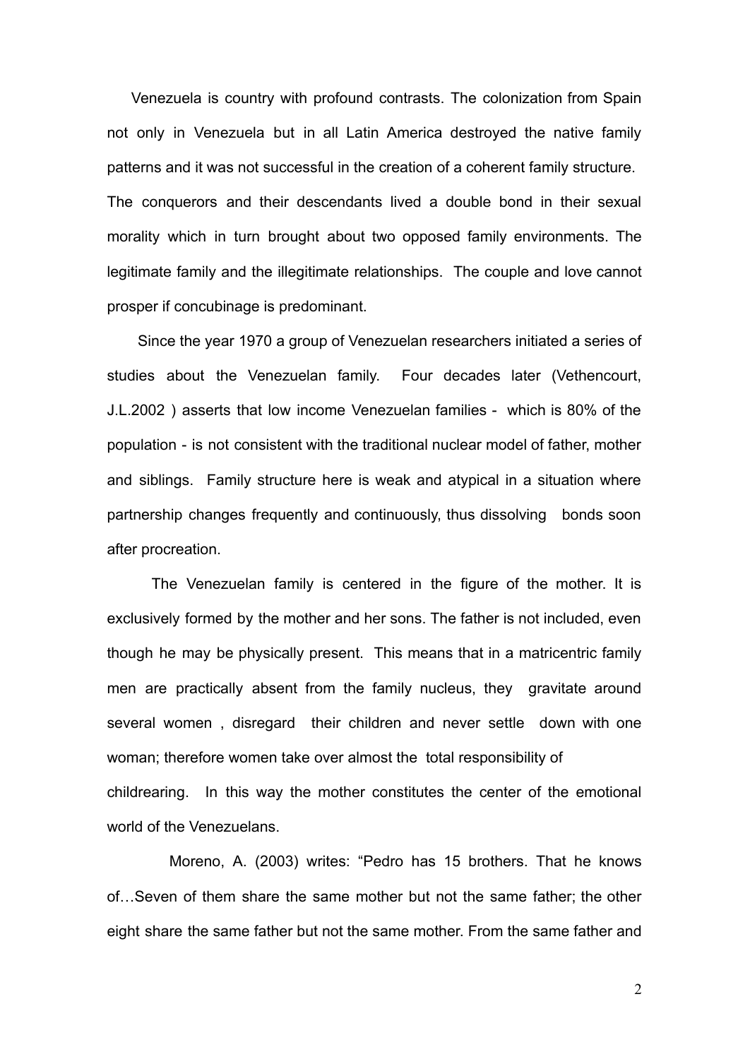Venezuela is country with profound contrasts. The colonization from Spain not only in Venezuela but in all Latin America destroyed the native family patterns and it was not successful in the creation of a coherent family structure. The conquerors and their descendants lived a double bond in their sexual morality which in turn brought about two opposed family environments. The legitimate family and the illegitimate relationships. The couple and love cannot prosper if concubinage is predominant.

Since the year 1970 a group of Venezuelan researchers initiated a series of studies about the Venezuelan family. Four decades later (Vethencourt, J.L.2002 ) asserts that low income Venezuelan families - which is 80% of the population - is not consistent with the traditional nuclear model of father, mother and siblings. Family structure here is weak and atypical in a situation where partnership changes frequently and continuously, thus dissolving bonds soon after procreation.

The Venezuelan family is centered in the figure of the mother. It is exclusively formed by the mother and her sons. The father is not included, even though he may be physically present. This means that in a matricentric family men are practically absent from the family nucleus, they gravitate around several women , disregard their children and never settle down with one woman; therefore women take over almost the total responsibility of childrearing. In this way the mother constitutes the center of the emotional world of the Venezuelans.

Moreno, A. (2003) writes: "Pedro has 15 brothers. That he knows of…Seven of them share the same mother but not the same father; the other eight share the same father but not the same mother. From the same father and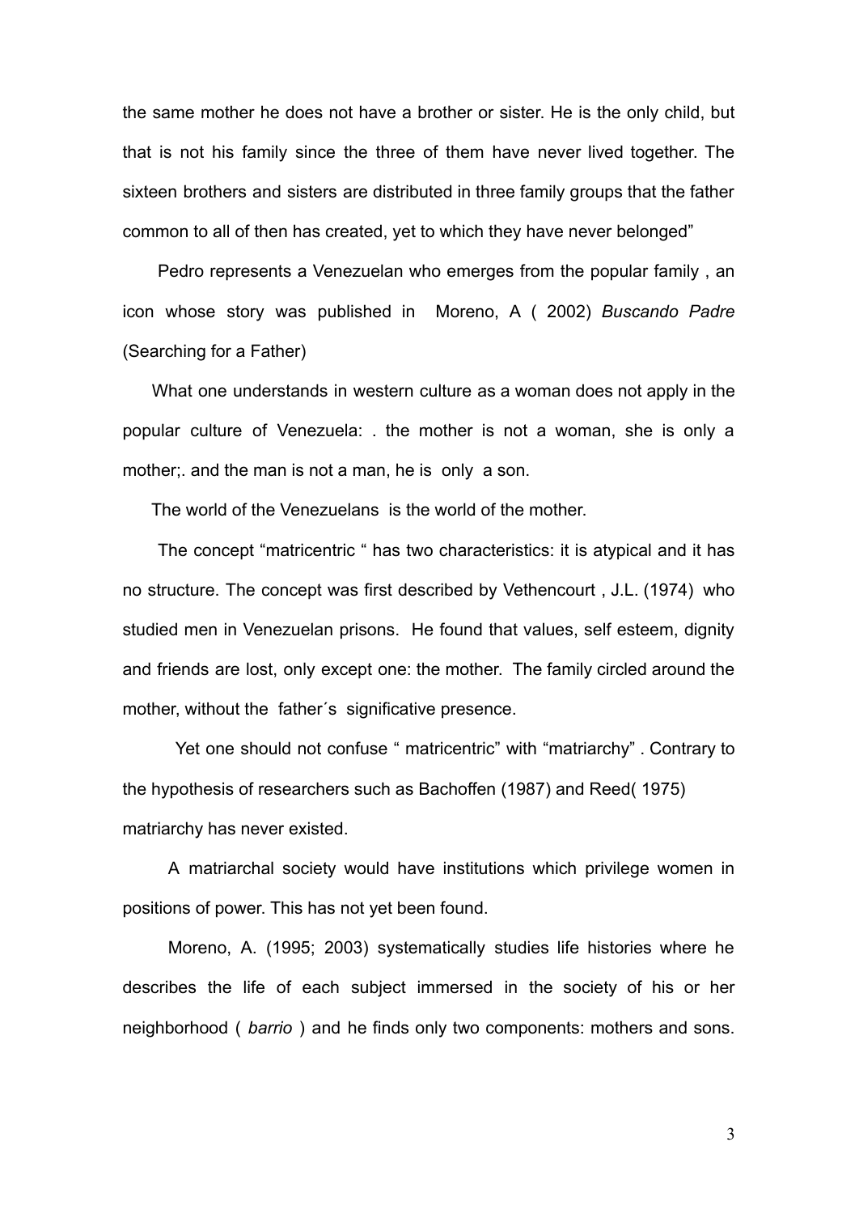the same mother he does not have a brother or sister. He is the only child, but that is not his family since the three of them have never lived together. The sixteen brothers and sisters are distributed in three family groups that the father common to all of then has created, yet to which they have never belonged"

Pedro represents a Venezuelan who emerges from the popular family , an icon whose story was published in Moreno, A ( 2002) *Buscando Padre* (Searching for a Father)

What one understands in western culture as a woman does not apply in the popular culture of Venezuela: . the mother is not a woman, she is only a mother;. and the man is not a man, he is only a son.

The world of the Venezuelans is the world of the mother.

The concept "matricentric " has two characteristics: it is atypical and it has no structure. The concept was first described by Vethencourt , J.L. (1974) who studied men in Venezuelan prisons. He found that values, self esteem, dignity and friends are lost, only except one: the mother. The family circled around the mother, without the father´s significative presence.

Yet one should not confuse " matricentric" with "matriarchy" . Contrary to the hypothesis of researchers such as Bachoffen (1987) and Reed( 1975) matriarchy has never existed.

A matriarchal society would have institutions which privilege women in positions of power. This has not yet been found.

Moreno, A. (1995; 2003) systematically studies life histories where he describes the life of each subject immersed in the society of his or her neighborhood ( *barrio* ) and he finds only two components: mothers and sons.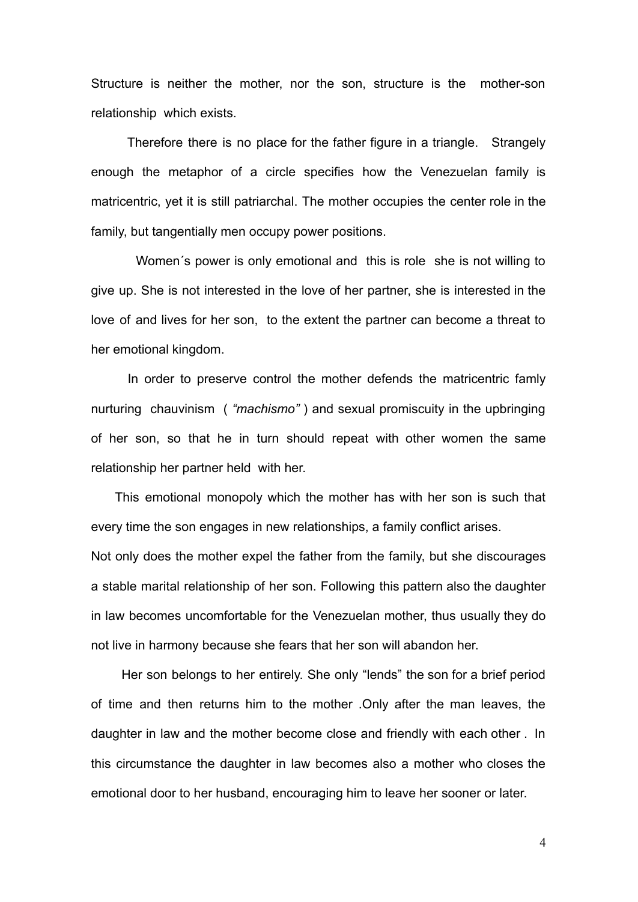Structure is neither the mother, nor the son, structure is the mother-son relationship which exists.

Therefore there is no place for the father figure in a triangle. Strangely enough the metaphor of a circle specifies how the Venezuelan family is matricentric, yet it is still patriarchal. The mother occupies the center role in the family, but tangentially men occupy power positions.

Women´s power is only emotional and this is role she is not willing to give up. She is not interested in the love of her partner, she is interested in the love of and lives for her son, to the extent the partner can become a threat to her emotional kingdom.

In order to preserve control the mother defends the matricentric famly nurturing chauvinism ( *"machismo"* ) and sexual promiscuity in the upbringing of her son, so that he in turn should repeat with other women the same relationship her partner held with her.

This emotional monopoly which the mother has with her son is such that every time the son engages in new relationships, a family conflict arises.
Not only does the mother expel the father from the family, but she discourages a stable marital relationship of her son. Following this pattern also the daughter in law becomes uncomfortable for the Venezuelan mother, thus usually they do not live in harmony because she fears that her son will abandon her.

Her son belongs to her entirely. She only "lends" the son for a brief period of time and then returns him to the mother .Only after the man leaves, the daughter in law and the mother become close and friendly with each other . In this circumstance the daughter in law becomes also a mother who closes the emotional door to her husband, encouraging him to leave her sooner or later.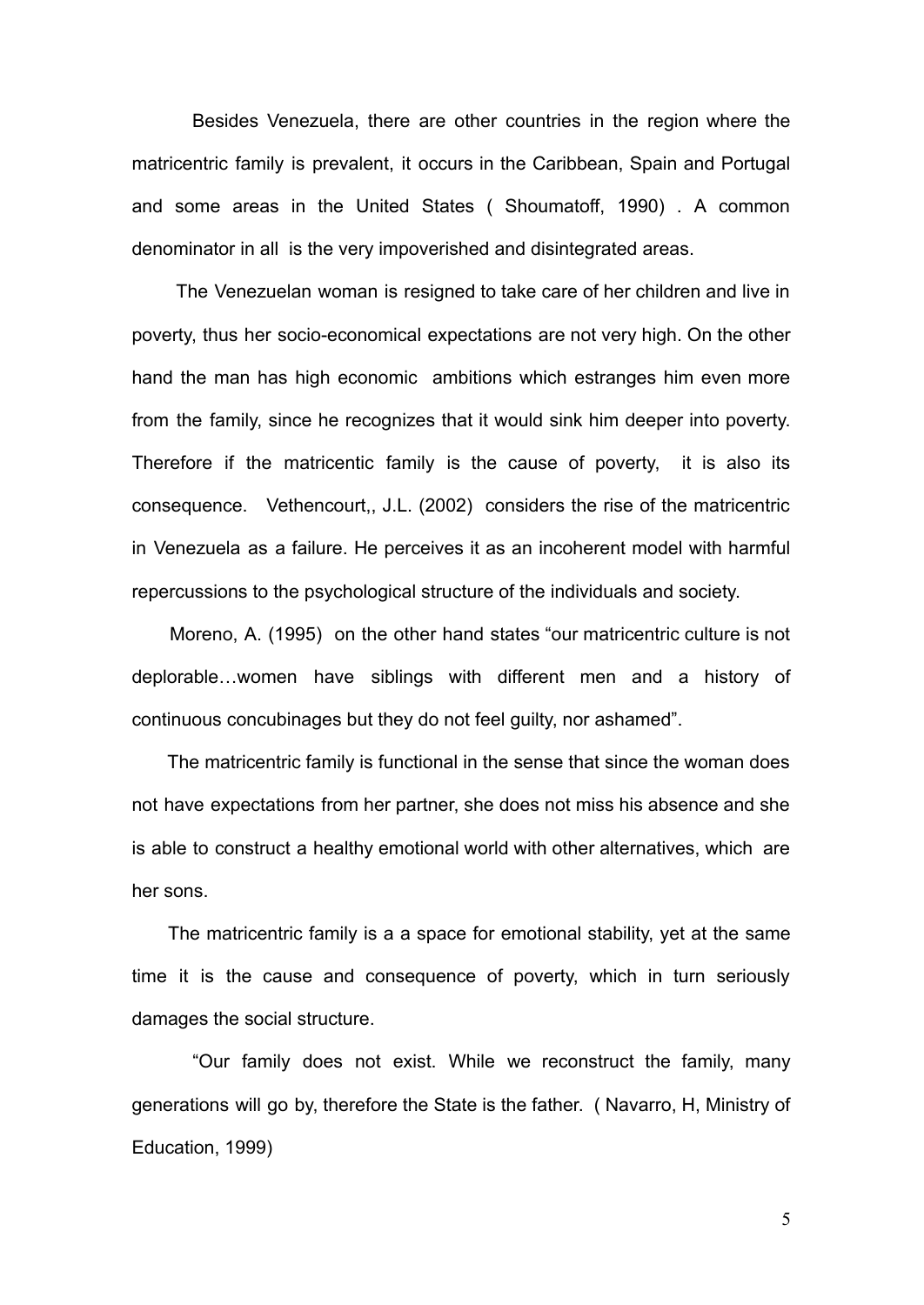Besides Venezuela, there are other countries in the region where the matricentric family is prevalent, it occurs in the Caribbean, Spain and Portugal and some areas in the United States ( Shoumatoff, 1990) . A common denominator in all is the very impoverished and disintegrated areas.

The Venezuelan woman is resigned to take care of her children and live in poverty, thus her socio-economical expectations are not very high. On the other hand the man has high economic ambitions which estranges him even more from the family, since he recognizes that it would sink him deeper into poverty. Therefore if the matricentic family is the cause of poverty, it is also its consequence. Vethencourt,, J.L. (2002) considers the rise of the matricentric in Venezuela as a failure. He perceives it as an incoherent model with harmful repercussions to the psychological structure of the individuals and society.

Moreno, A. (1995) on the other hand states "our matricentric culture is not deplorable…women have siblings with different men and a history of continuous concubinages but they do not feel guilty, nor ashamed".

The matricentric family is functional in the sense that since the woman does not have expectations from her partner, she does not miss his absence and she is able to construct a healthy emotional world with other alternatives, which are her sons.

The matricentric family is a a space for emotional stability, yet at the same time it is the cause and consequence of poverty, which in turn seriously damages the social structure.

"Our family does not exist. While we reconstruct the family, many generations will go by, therefore the State is the father. ( Navarro, H, Ministry of Education, 1999)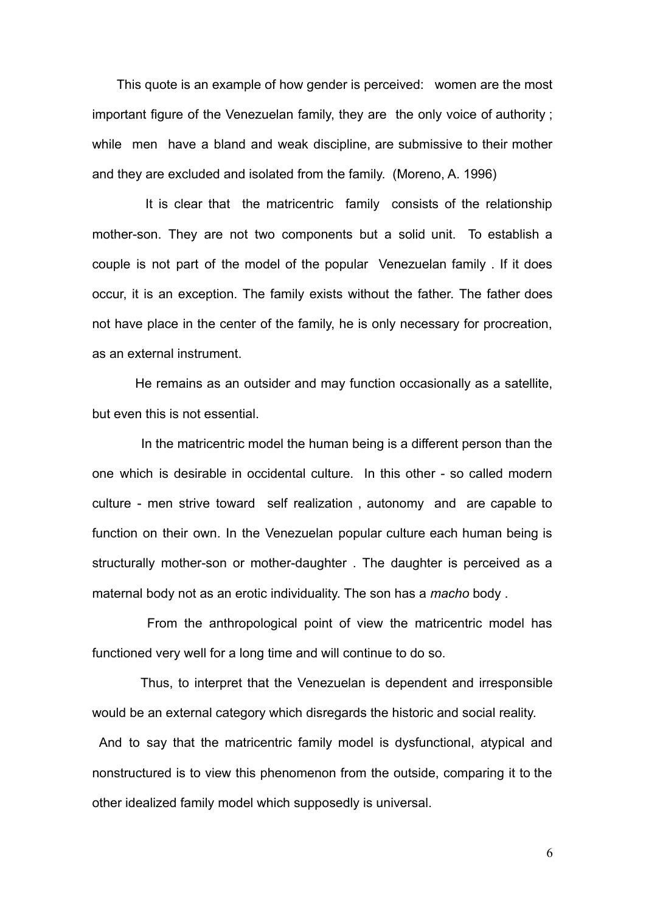This quote is an example of how gender is perceived: women are the most important figure of the Venezuelan family, they are the only voice of authority ; while men have a bland and weak discipline, are submissive to their mother and they are excluded and isolated from the family. (Moreno, A. 1996)

It is clear that the matricentric family consists of the relationship mother-son. They are not two components but a solid unit. To establish a couple is not part of the model of the popular Venezuelan family . If it does occur, it is an exception. The family exists without the father. The father does not have place in the center of the family, he is only necessary for procreation, as an external instrument.

He remains as an outsider and may function occasionally as a satellite, but even this is not essential.

In the matricentric model the human being is a different person than the one which is desirable in occidental culture. In this other - so called modern culture - men strive toward self realization , autonomy and are capable to function on their own. In the Venezuelan popular culture each human being is structurally mother-son or mother-daughter . The daughter is perceived as a maternal body not as an erotic individuality. The son has a *macho* body .

From the anthropological point of view the matricentric model has functioned very well for a long time and will continue to do so.

Thus, to interpret that the Venezuelan is dependent and irresponsible would be an external category which disregards the historic and social reality.

And to say that the matricentric family model is dysfunctional, atypical and nonstructured is to view this phenomenon from the outside, comparing it to the other idealized family model which supposedly is universal.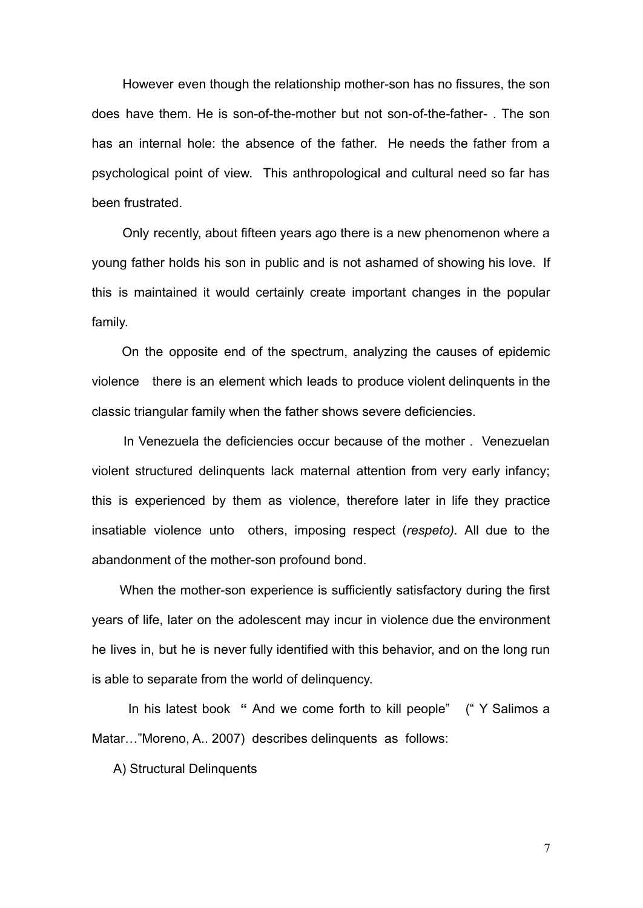However even though the relationship mother-son has no fissures, the son does have them. He is son-of-the-mother but not son-of-the-father- . The son has an internal hole: the absence of the father. He needs the father from a psychological point of view. This anthropological and cultural need so far has been frustrated.

Only recently, about fifteen years ago there is a new phenomenon where a young father holds his son in public and is not ashamed of showing his love. If this is maintained it would certainly create important changes in the popular family.

On the opposite end of the spectrum, analyzing the causes of epidemic violence there is an element which leads to produce violent delinquents in the classic triangular family when the father shows severe deficiencies.

In Venezuela the deficiencies occur because of the mother . Venezuelan violent structured delinquents lack maternal attention from very early infancy; this is experienced by them as violence, therefore later in life they practice insatiable violence unto others, imposing respect (*respeto).* All due to the abandonment of the mother-son profound bond.

When the mother-son experience is sufficiently satisfactory during the first years of life, later on the adolescent may incur in violence due the environment he lives in, but he is never fully identified with this behavior, and on the long run is able to separate from the world of delinquency.

In his latest book **"** And we come forth to kill people" (" Y Salimos a Matar…"Moreno, A.. 2007) describes delinquents as follows:

A) Structural Delinquents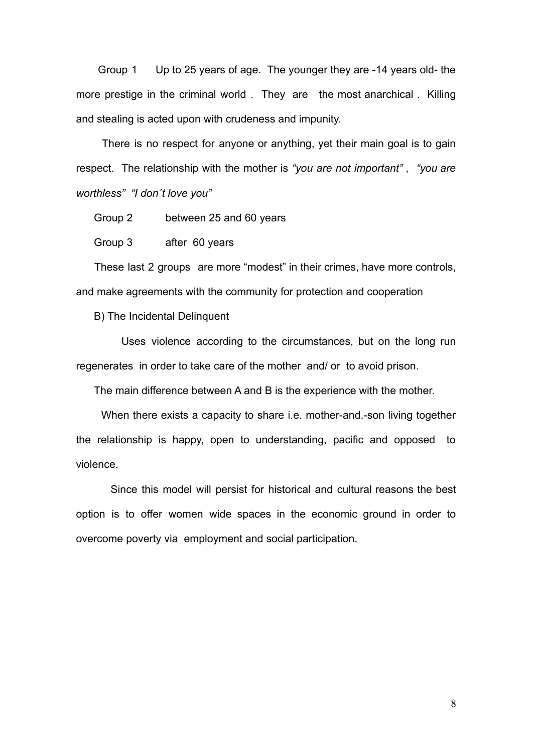Group 1 Up to 25 years of age. The younger they are -14 years old- the more prestige in the criminal world . They are the most anarchical . Killing and stealing is acted upon with crudeness and impunity.

There is no respect for anyone or anything, yet their main goal is to gain respect. The relationship with the mother is *"you are not important" , "you are worthless" "I don´t love you"*

Group 2 between 25 and 60 years

Group 3 after 60 years

These last 2 groups are more "modest" in their crimes, have more controls, and make agreements with the community for protection and cooperation

B) The Incidental Delinquent

Uses violence according to the circumstances, but on the long run regenerates in order to take care of the mother and/ or to avoid prison.

The main difference between A and B is the experience with the mother.

When there exists a capacity to share i.e. mother-and.-son living together the relationship is happy, open to understanding, pacific and opposed to violence.

Since this model will persist for historical and cultural reasons the best option is to offer women wide spaces in the economic ground in order to overcome poverty via employment and social participation.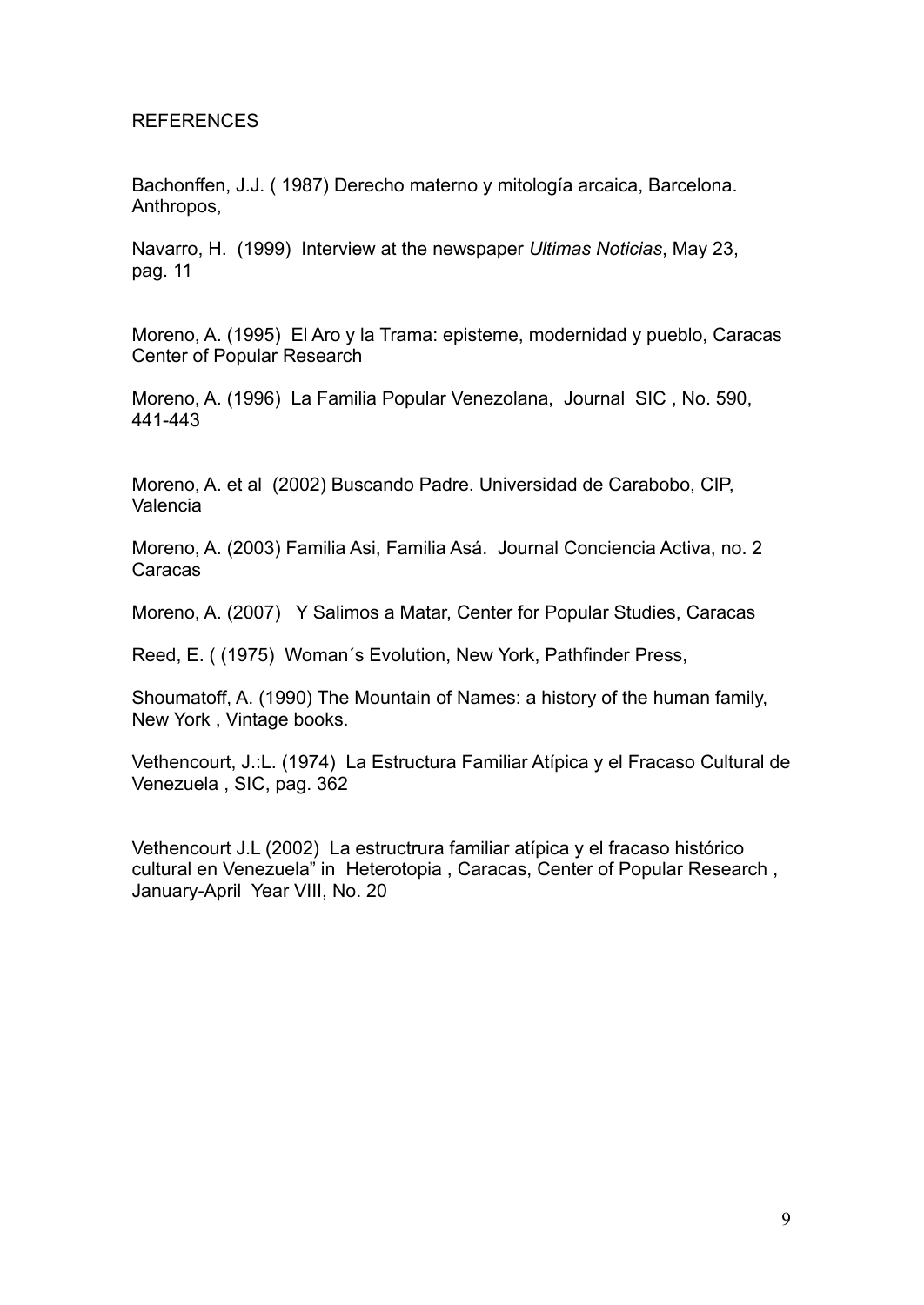REFERENCES

Bachonffen, J.J. ( 1987) Derecho materno y mitología arcaica, Barcelona. Anthropos,

Navarro, H. (1999) Interview at the newspaper *Ultimas Noticias*, May 23, pag. 11

Moreno, A. (1995) El Aro y la Trama: episteme, modernidad y pueblo, Caracas Center of Popular Research

Moreno, A. (1996) La Familia Popular Venezolana, Journal SIC , No. 590, 441-443

Moreno, A. et al (2002) Buscando Padre. Universidad de Carabobo, CIP, Valencia

Moreno, A. (2003) Familia Asi, Familia Asá. Journal Conciencia Activa, no. 2 Caracas

Moreno, A. (2007) Y Salimos a Matar, Center for Popular Studies, Caracas

Reed, E. ( (1975) Woman´s Evolution, New York, Pathfinder Press,

Shoumatoff, A. (1990) The Mountain of Names: a history of the human family, New York , Vintage books.

Vethencourt, J.:L. (1974) La Estructura Familiar Atípica y el Fracaso Cultural de Venezuela , SIC, pag. 362

Vethencourt J.L (2002) La estructrura familiar atípica y el fracaso histórico cultural en Venezuela" in Heterotopia , Caracas, Center of Popular Research , January-April Year VIII, No. 20